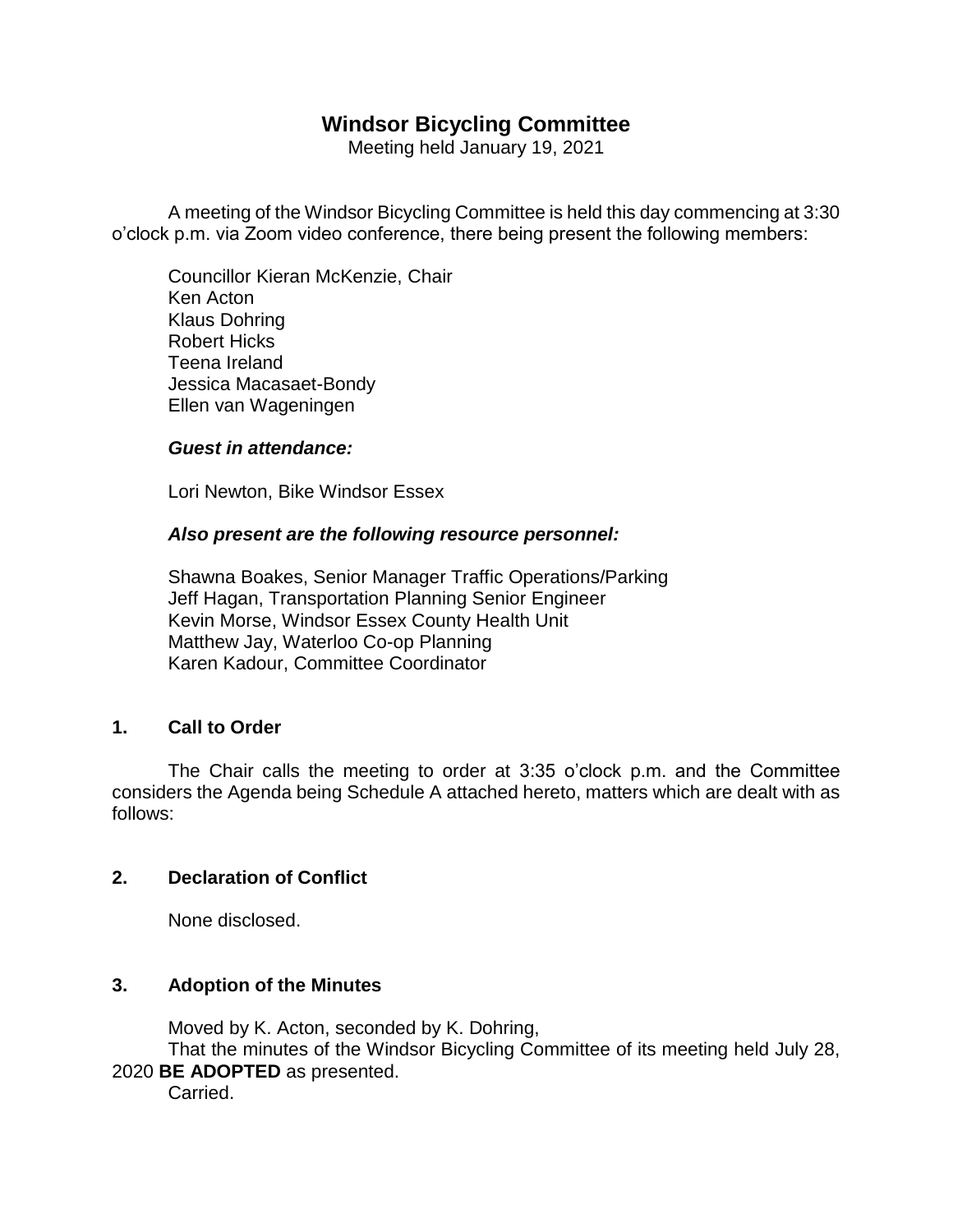# Windsor Bicycling Committee

Meeting held January 19, 2021

A meeting of the Windsor Bicycling Committee is held this day commencing at 3:30 o'clock p.m. via Zoom video conference, there being present the following members:

Councillor Kieran McKenzie, Chair
Ken Acton
Klaus Dohring
Robert Hicks
Teena Ireland
Jessica Macasaet-Bondy
Ellen van Wageningen

***Guest in attendance:***

Lori Newton, Bike Windsor Essex

***Also present are the following resource personnel:***

Shawna Boakes, Senior Manager Traffic Operations/Parking
Jeff Hagan, Transportation Planning Senior Engineer
Kevin Morse, Windsor Essex County Health Unit
Matthew Jay, Waterloo Co-op Planning
Karen Kadour, Committee Coordinator

## 1. Call to Order

The Chair calls the meeting to order at 3:35 o'clock p.m. and the Committee considers the Agenda being Schedule A attached hereto, matters which are dealt with as follows:

## 2. Declaration of Conflict

None disclosed.

## 3. Adoption of the Minutes

Moved by K. Acton, seconded by K. Dohring,
That the minutes of the Windsor Bicycling Committee of its meeting held July 28, 2020 **BE ADOPTED** as presented.
Carried.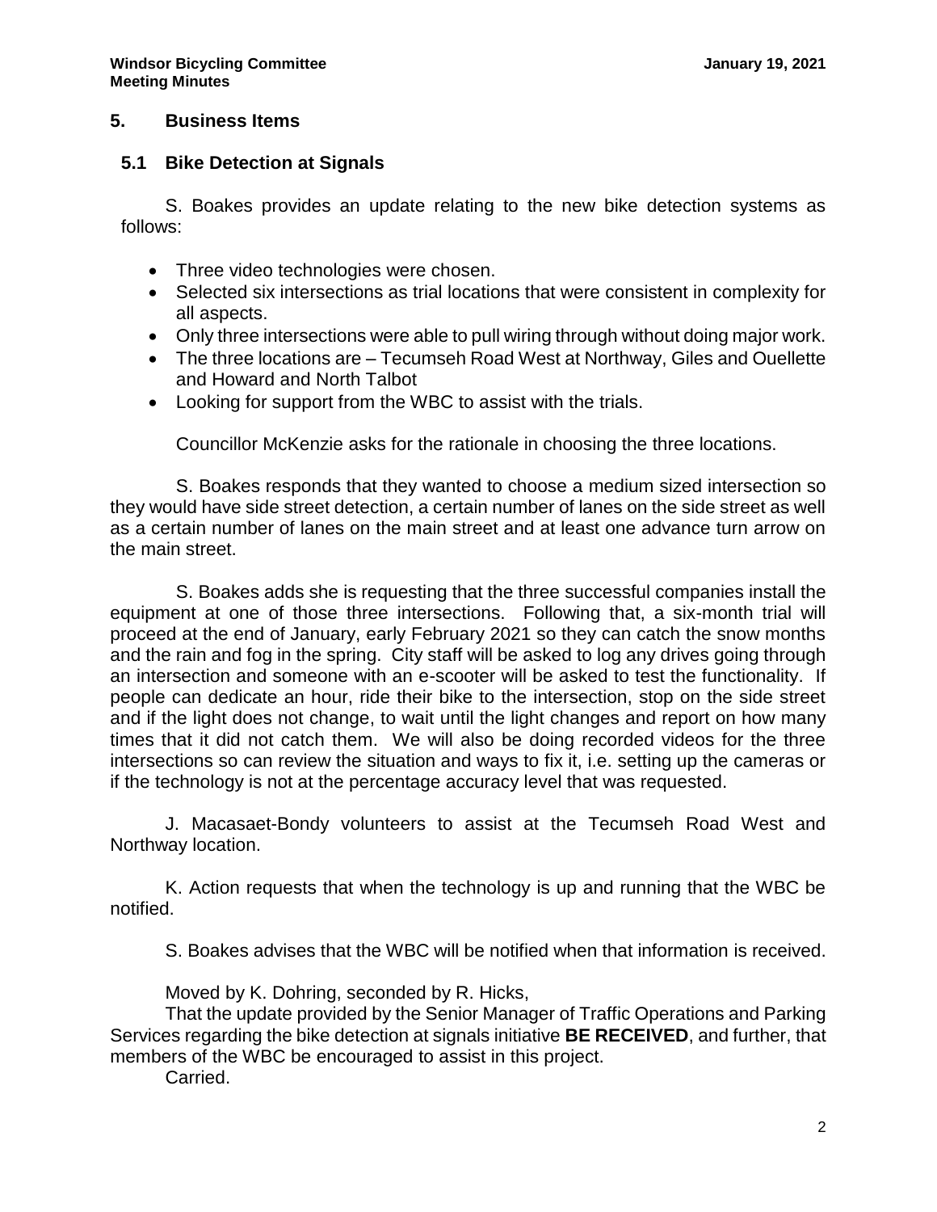## 5. Business Items

### 5.1 Bike Detection at Signals

S. Boakes provides an update relating to the new bike detection systems as follows:

- Three video technologies were chosen.
- Selected six intersections as trial locations that were consistent in complexity for all aspects.
- Only three intersections were able to pull wiring through without doing major work.
- The three locations are – Tecumseh Road West at Northway, Giles and Ouellette and Howard and North Talbot
- Looking for support from the WBC to assist with the trials.

Councillor McKenzie asks for the rationale in choosing the three locations.

S. Boakes responds that they wanted to choose a medium sized intersection so they would have side street detection, a certain number of lanes on the side street as well as a certain number of lanes on the main street and at least one advance turn arrow on the main street.

S. Boakes adds she is requesting that the three successful companies install the equipment at one of those three intersections. Following that, a six-month trial will proceed at the end of January, early February 2021 so they can catch the snow months and the rain and fog in the spring. City staff will be asked to log any drives going through an intersection and someone with an e-scooter will be asked to test the functionality. If people can dedicate an hour, ride their bike to the intersection, stop on the side street and if the light does not change, to wait until the light changes and report on how many times that it did not catch them. We will also be doing recorded videos for the three intersections so can review the situation and ways to fix it, i.e. setting up the cameras or if the technology is not at the percentage accuracy level that was requested.

J. Macasaet-Bondy volunteers to assist at the Tecumseh Road West and Northway location.

K. Action requests that when the technology is up and running that the WBC be notified.

S. Boakes advises that the WBC will be notified when that information is received.

Moved by K. Dohring, seconded by R. Hicks,
That the update provided by the Senior Manager of Traffic Operations and Parking Services regarding the bike detection at signals initiative **BE RECEIVED**, and further, that members of the WBC be encouraged to assist in this project.
Carried.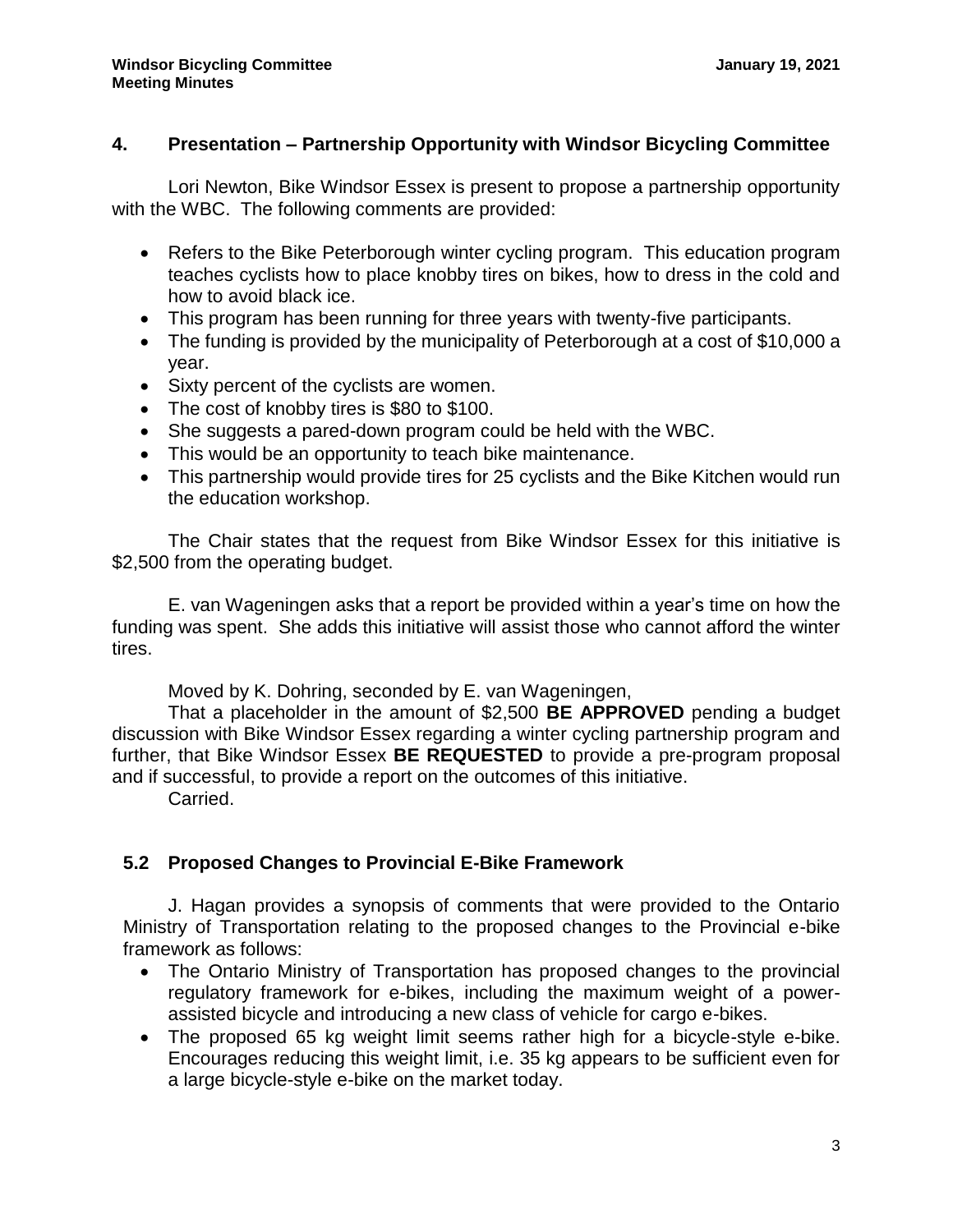## 4. Presentation – Partnership Opportunity with Windsor Bicycling Committee

Lori Newton, Bike Windsor Essex is present to propose a partnership opportunity with the WBC. The following comments are provided:

- Refers to the Bike Peterborough winter cycling program. This education program teaches cyclists how to place knobby tires on bikes, how to dress in the cold and how to avoid black ice.
- This program has been running for three years with twenty-five participants.
- The funding is provided by the municipality of Peterborough at a cost of $10,000 a year.
- Sixty percent of the cyclists are women.
- The cost of knobby tires is $80 to $100.
- She suggests a pared-down program could be held with the WBC.
- This would be an opportunity to teach bike maintenance.
- This partnership would provide tires for 25 cyclists and the Bike Kitchen would run the education workshop.

The Chair states that the request from Bike Windsor Essex for this initiative is $2,500 from the operating budget.

E. van Wageningen asks that a report be provided within a year's time on how the funding was spent. She adds this initiative will assist those who cannot afford the winter tires.

Moved by K. Dohring, seconded by E. van Wageningen,

That a placeholder in the amount of $2,500 **BE APPROVED** pending a budget discussion with Bike Windsor Essex regarding a winter cycling partnership program and further, that Bike Windsor Essex **BE REQUESTED** to provide a pre-program proposal and if successful, to provide a report on the outcomes of this initiative.

Carried.

### 5.2 Proposed Changes to Provincial E-Bike Framework

J. Hagan provides a synopsis of comments that were provided to the Ontario Ministry of Transportation relating to the proposed changes to the Provincial e-bike framework as follows:

- The Ontario Ministry of Transportation has proposed changes to the provincial regulatory framework for e-bikes, including the maximum weight of a power-assisted bicycle and introducing a new class of vehicle for cargo e-bikes.
- The proposed 65 kg weight limit seems rather high for a bicycle-style e-bike. Encourages reducing this weight limit, i.e. 35 kg appears to be sufficient even for a large bicycle-style e-bike on the market today.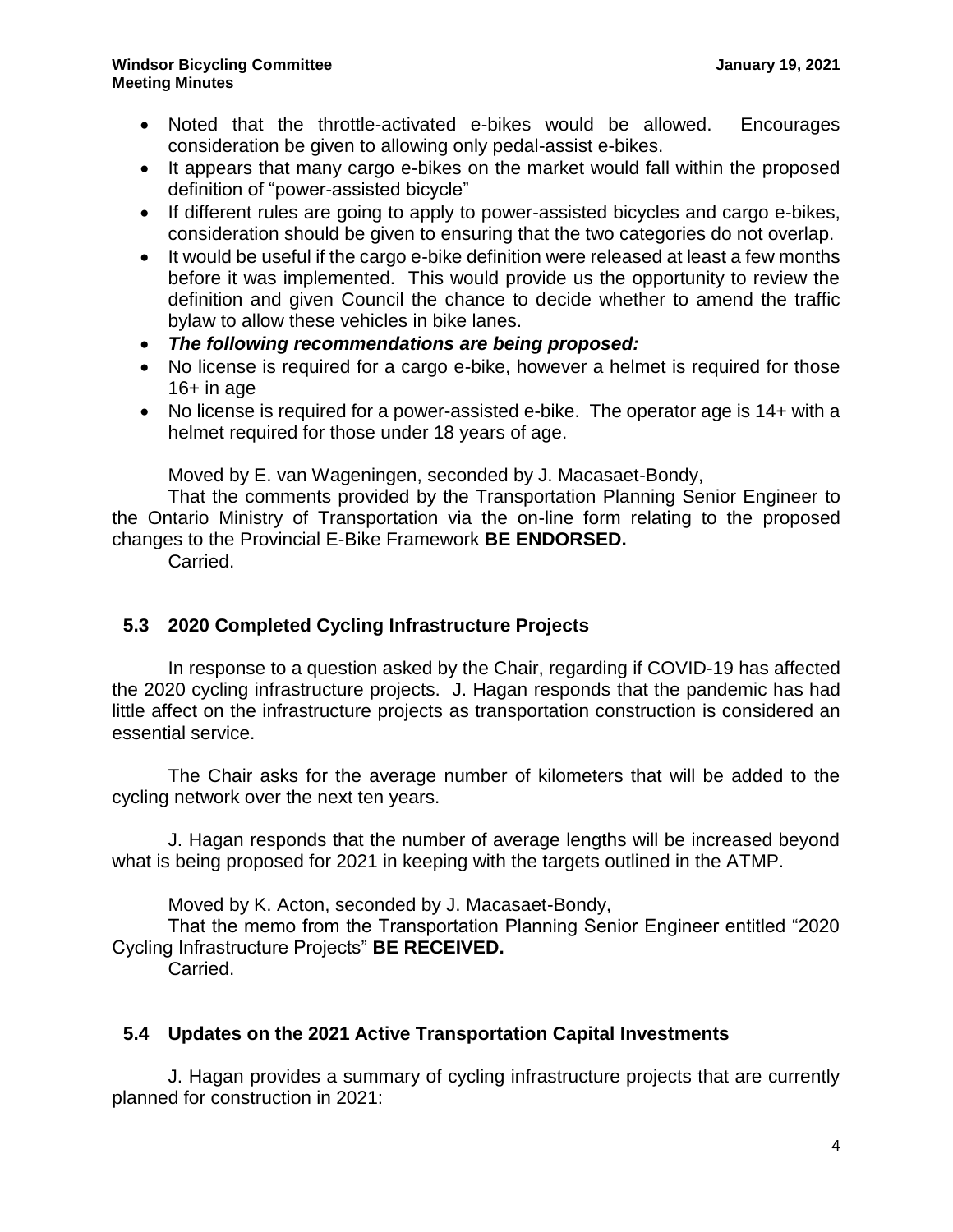- Noted that the throttle-activated e-bikes would be allowed. Encourages consideration be given to allowing only pedal-assist e-bikes.
- It appears that many cargo e-bikes on the market would fall within the proposed definition of "power-assisted bicycle"
- If different rules are going to apply to power-assisted bicycles and cargo e-bikes, consideration should be given to ensuring that the two categories do not overlap.
- It would be useful if the cargo e-bike definition were released at least a few months before it was implemented. This would provide us the opportunity to review the definition and given Council the chance to decide whether to amend the traffic bylaw to allow these vehicles in bike lanes.
- ***The following recommendations are being proposed:***
- No license is required for a cargo e-bike, however a helmet is required for those 16+ in age
- No license is required for a power-assisted e-bike. The operator age is 14+ with a helmet required for those under 18 years of age.

Moved by E. van Wageningen, seconded by J. Macasaet-Bondy,

That the comments provided by the Transportation Planning Senior Engineer to the Ontario Ministry of Transportation via the on-line form relating to the proposed changes to the Provincial E-Bike Framework **BE ENDORSED.**

Carried.

## 5.3 2020 Completed Cycling Infrastructure Projects

In response to a question asked by the Chair, regarding if COVID-19 has affected the 2020 cycling infrastructure projects. J. Hagan responds that the pandemic has had little affect on the infrastructure projects as transportation construction is considered an essential service.

The Chair asks for the average number of kilometers that will be added to the cycling network over the next ten years.

J. Hagan responds that the number of average lengths will be increased beyond what is being proposed for 2021 in keeping with the targets outlined in the ATMP.

Moved by K. Acton, seconded by J. Macasaet-Bondy,

That the memo from the Transportation Planning Senior Engineer entitled "2020 Cycling Infrastructure Projects" **BE RECEIVED.**

Carried.

## 5.4 Updates on the 2021 Active Transportation Capital Investments

J. Hagan provides a summary of cycling infrastructure projects that are currently planned for construction in 2021: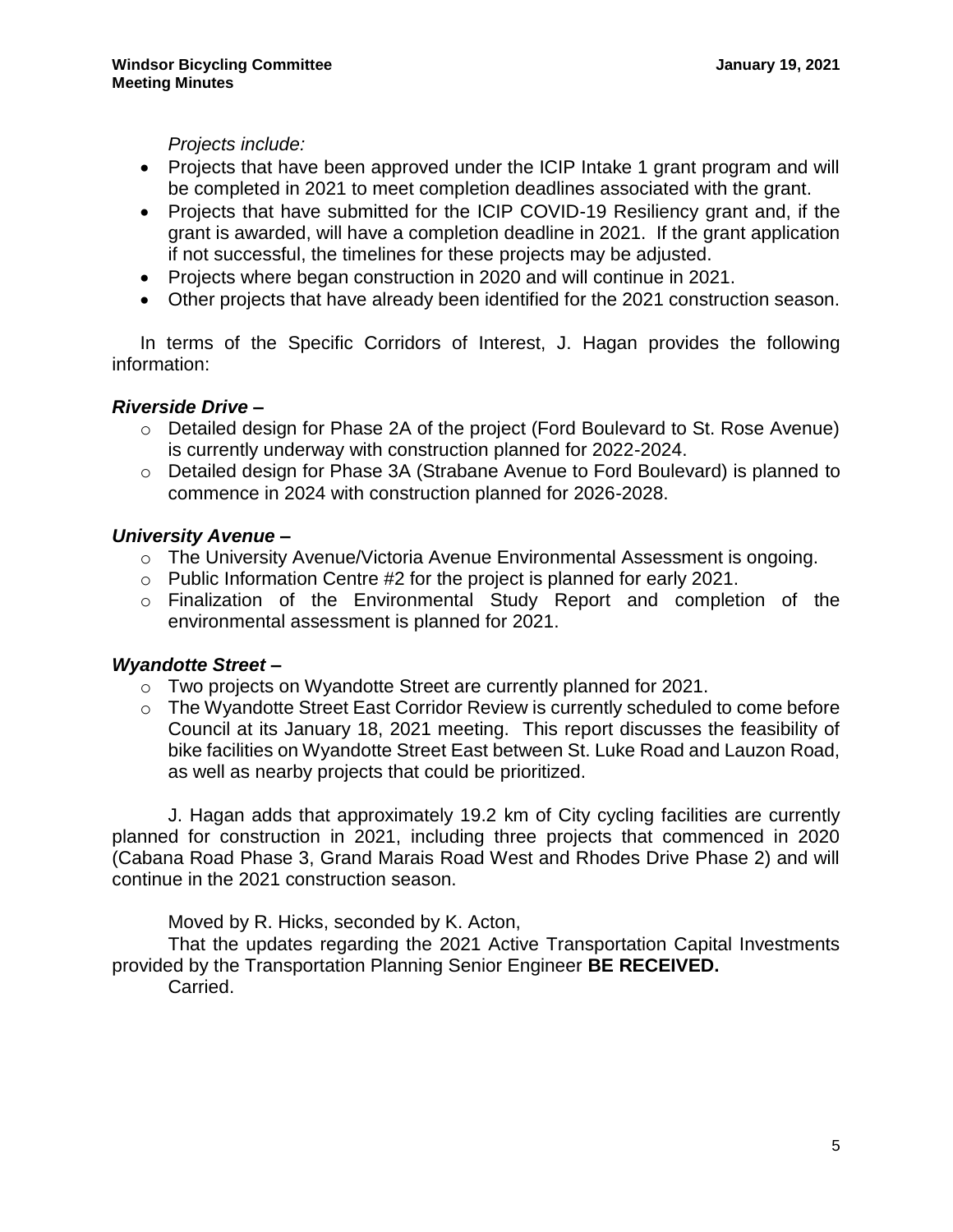*Projects include:*

- Projects that have been approved under the ICIP Intake 1 grant program and will be completed in 2021 to meet completion deadlines associated with the grant.
- Projects that have submitted for the ICIP COVID-19 Resiliency grant and, if the grant is awarded, will have a completion deadline in 2021. If the grant application if not successful, the timelines for these projects may be adjusted.
- Projects where began construction in 2020 and will continue in 2021.
- Other projects that have already been identified for the 2021 construction season.

In terms of the Specific Corridors of Interest, J. Hagan provides the following information:

***Riverside Drive –***

- Detailed design for Phase 2A of the project (Ford Boulevard to St. Rose Avenue) is currently underway with construction planned for 2022-2024.
- Detailed design for Phase 3A (Strabane Avenue to Ford Boulevard) is planned to commence in 2024 with construction planned for 2026-2028.

***University Avenue –***

- The University Avenue/Victoria Avenue Environmental Assessment is ongoing.
- Public Information Centre #2 for the project is planned for early 2021.
- Finalization of the Environmental Study Report and completion of the environmental assessment is planned for 2021.

***Wyandotte Street –***

- Two projects on Wyandotte Street are currently planned for 2021.
- The Wyandotte Street East Corridor Review is currently scheduled to come before Council at its January 18, 2021 meeting. This report discusses the feasibility of bike facilities on Wyandotte Street East between St. Luke Road and Lauzon Road, as well as nearby projects that could be prioritized.

J. Hagan adds that approximately 19.2 km of City cycling facilities are currently planned for construction in 2021, including three projects that commenced in 2020 (Cabana Road Phase 3, Grand Marais Road West and Rhodes Drive Phase 2) and will continue in the 2021 construction season.

Moved by R. Hicks, seconded by K. Acton,
That the updates regarding the 2021 Active Transportation Capital Investments provided by the Transportation Planning Senior Engineer **BE RECEIVED.**
Carried.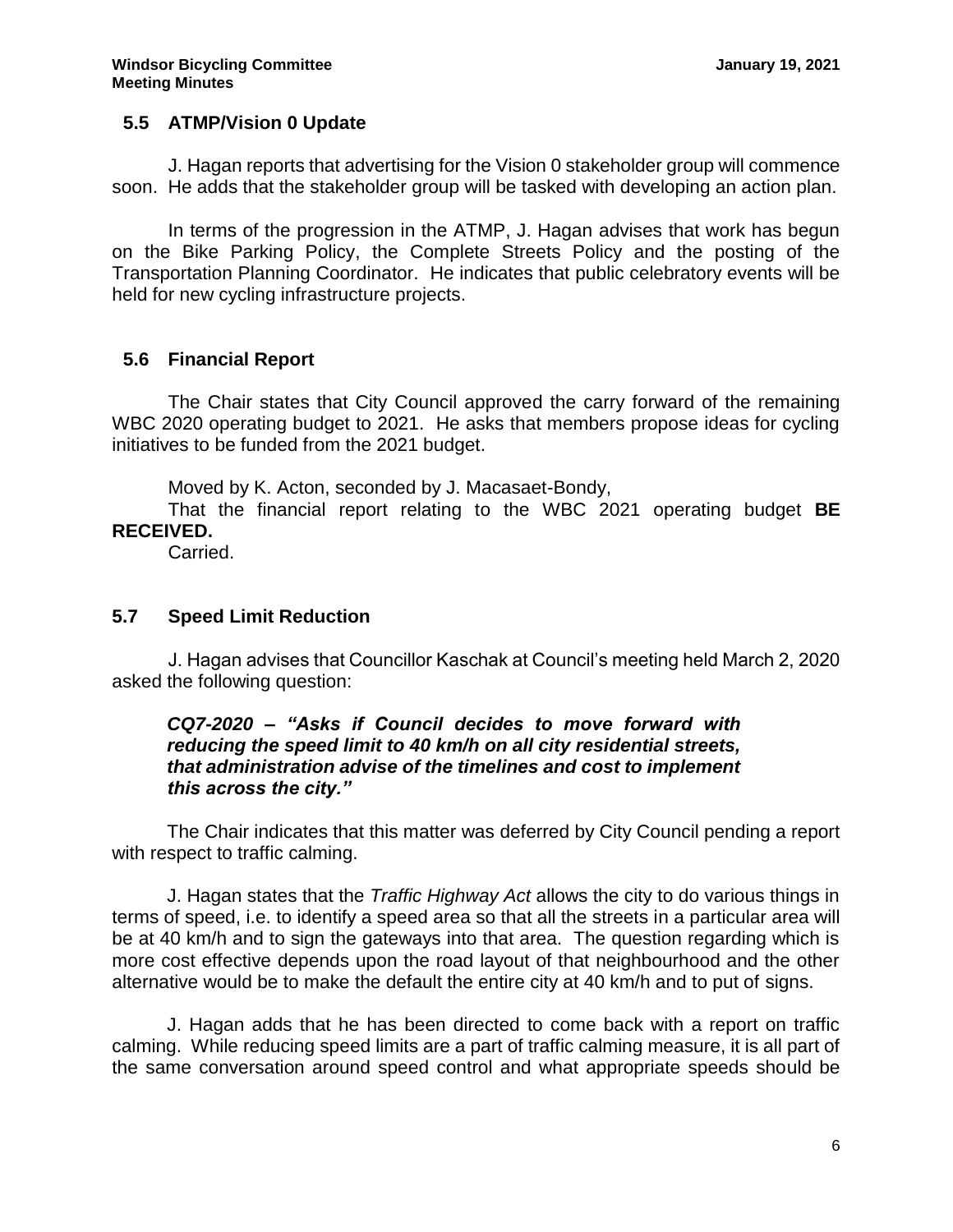### 5.5 ATMP/Vision 0 Update

J. Hagan reports that advertising for the Vision 0 stakeholder group will commence soon. He adds that the stakeholder group will be tasked with developing an action plan.

In terms of the progression in the ATMP, J. Hagan advises that work has begun on the Bike Parking Policy, the Complete Streets Policy and the posting of the Transportation Planning Coordinator. He indicates that public celebratory events will be held for new cycling infrastructure projects.

### 5.6 Financial Report

The Chair states that City Council approved the carry forward of the remaining WBC 2020 operating budget to 2021. He asks that members propose ideas for cycling initiatives to be funded from the 2021 budget.

Moved by K. Acton, seconded by J. Macasaet-Bondy,

That the financial report relating to the WBC 2021 operating budget **BE RECEIVED.**

Carried.

### 5.7 Speed Limit Reduction

J. Hagan advises that Councillor Kaschak at Council's meeting held March 2, 2020 asked the following question:

> ***CQ7-2020 – "Asks if Council decides to move forward with reducing the speed limit to 40 km/h on all city residential streets, that administration advise of the timelines and cost to implement this across the city."***

The Chair indicates that this matter was deferred by City Council pending a report with respect to traffic calming.

J. Hagan states that the *Traffic Highway Act* allows the city to do various things in terms of speed, i.e. to identify a speed area so that all the streets in a particular area will be at 40 km/h and to sign the gateways into that area. The question regarding which is more cost effective depends upon the road layout of that neighbourhood and the other alternative would be to make the default the entire city at 40 km/h and to put of signs.

J. Hagan adds that he has been directed to come back with a report on traffic calming. While reducing speed limits are a part of traffic calming measure, it is all part of the same conversation around speed control and what appropriate speeds should be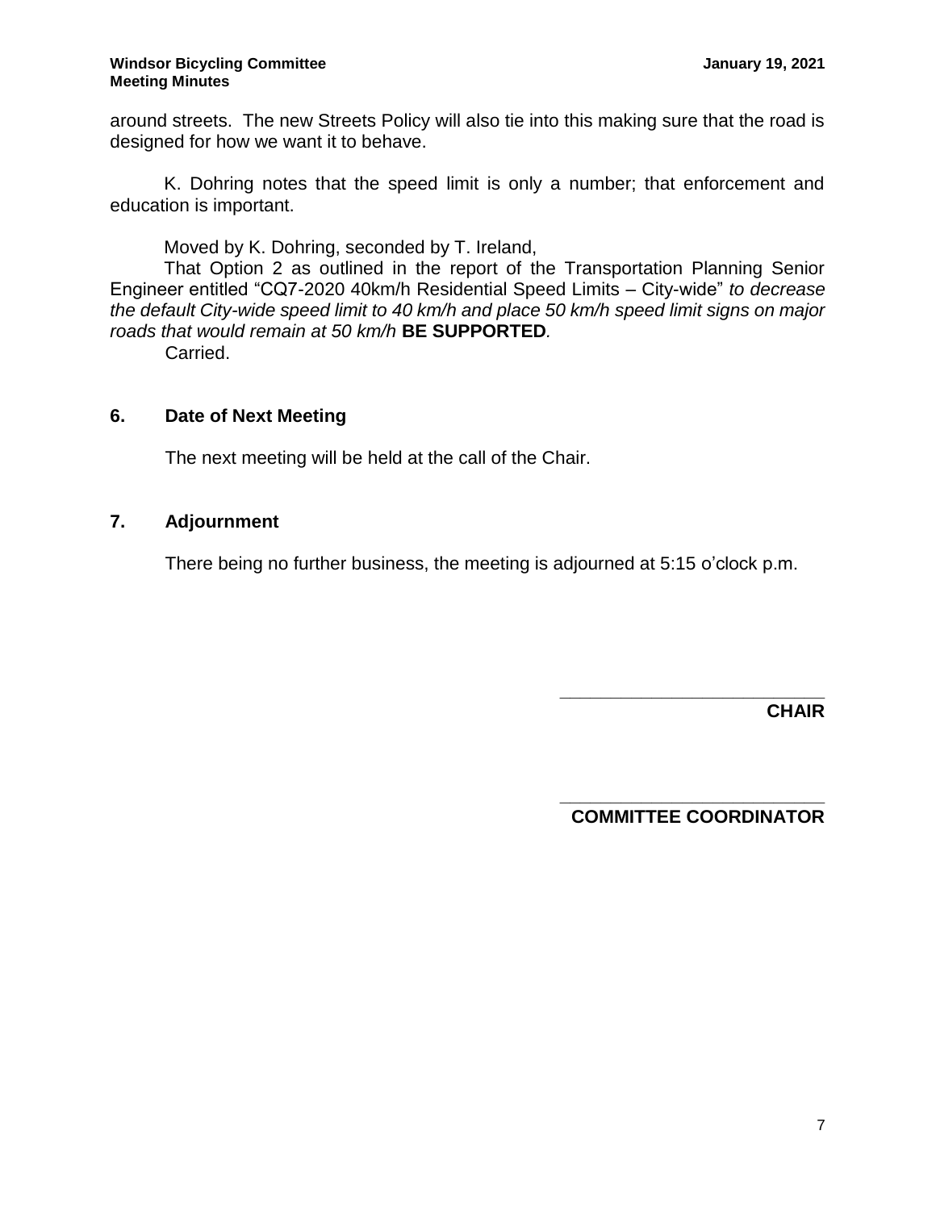around streets. The new Streets Policy will also tie into this making sure that the road is designed for how we want it to behave.

K. Dohring notes that the speed limit is only a number; that enforcement and education is important.

Moved by K. Dohring, seconded by T. Ireland,

That Option 2 as outlined in the report of the Transportation Planning Senior Engineer entitled "CQ7-2020 40km/h Residential Speed Limits – City-wide" *to decrease the default City-wide speed limit to 40 km/h and place 50 km/h speed limit signs on major roads that would remain at 50 km/h* **BE SUPPORTED**.

Carried.

## 6. Date of Next Meeting

The next meeting will be held at the call of the Chair.

## 7. Adjournment

There being no further business, the meeting is adjourned at 5:15 o'clock p.m.

\_\_\_\_\_\_\_\_\_\_\_\_\_\_\_\_\_\_\_\_\_\_\_\_\_\_\_\_

**CHAIR**

\_\_\_\_\_\_\_\_\_\_\_\_\_\_\_\_\_\_\_\_\_\_\_\_\_\_\_\_

**COMMITTEE COORDINATOR**